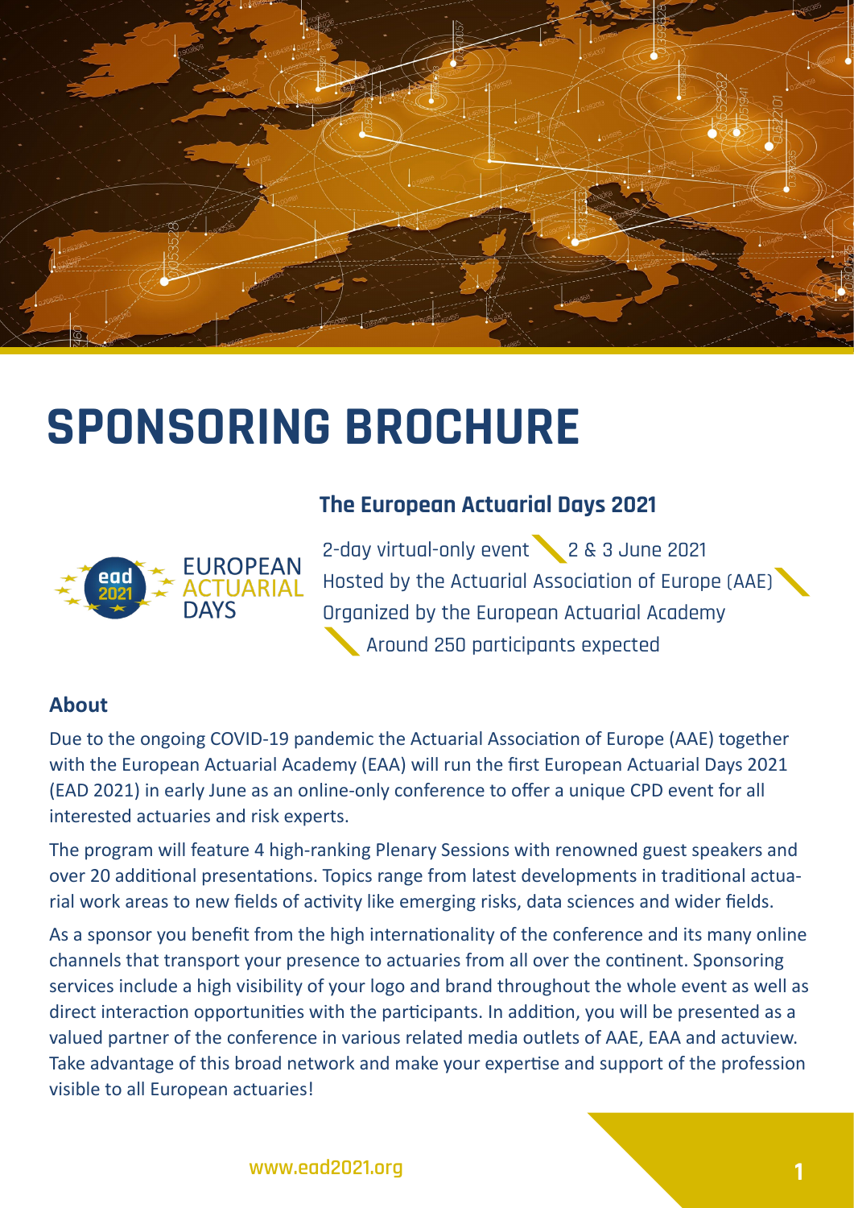# SPONSORING BROCHURE

## The European Actuarial Days 2021

EUROPEAN ACTUARIAL DAYS

2-day virtual-only event — 2 & 3 June 2021

Hosted by the Actuarial Association of Europe (AAE)

Organized by the European Actuarial Academy

Around 250 participants expected

### About

Due to the ongoing COVID-19 pandemic the Actuarial Association of Europe (AAE) together with the European Actuarial Academy (EAA) will run the first European Actuarial Days 2021 (EAD 2021) in early June as an online-only conference to offer a unique CPD event for all interested actuaries and risk experts.

The program will feature 4 high-ranking Plenary Sessions with renowned guest speakers and over 20 additional presentations. Topics range from latest developments in traditional actuarial work areas to new fields of activity like emerging risks, data sciences and wider fields.

As a sponsor you benefit from the high internationality of the conference and its many online channels that transport your presence to actuaries from all over the continent. Sponsoring services include a high visibility of your logo and brand throughout the whole event as well as direct interaction opportunities with the participants. In addition, you will be presented as a valued partner of the conference in various related media outlets of AAE, EAA and actuview. Take advantage of this broad network and make your expertise and support of the profession visible to all European actuaries!

www.ead2021.org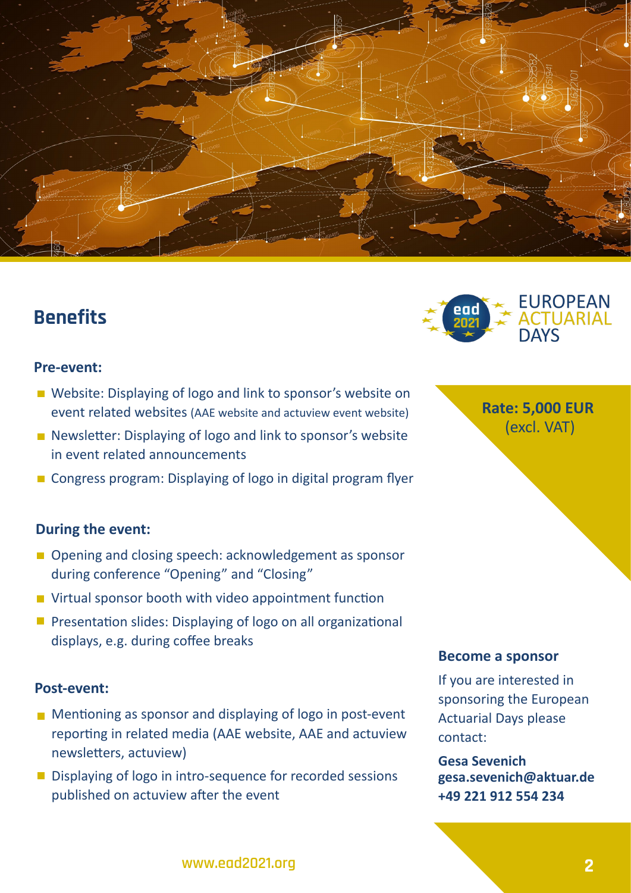## Benefits

EUROPEAN ACTUARIAL DAYS

### Pre-event:

- Website: Displaying of logo and link to sponsor's website on event related websites (AAE website and actuview event website)
- Newsletter: Displaying of logo and link to sponsor's website in event related announcements
- Congress program: Displaying of logo in digital program flyer

**Rate: 5,000 EUR** (excl. VAT)

### During the event:

- Opening and closing speech: acknowledgement as sponsor during conference "Opening" and "Closing"
- Virtual sponsor booth with video appointment function
- Presentation slides: Displaying of logo on all organizational displays, e.g. during coffee breaks

### Post-event:

- Mentioning as sponsor and displaying of logo in post-event reporting in related media (AAE website, AAE and actuview newsletters, actuview)
- Displaying of logo in intro-sequence for recorded sessions published on actuview after the event

### Become a sponsor

If you are interested in sponsoring the European Actuarial Days please contact:

**Gesa Sevenich**
**gesa.sevenich@aktuar.de**
**+49 221 912 554 234**

www.ead2021.org